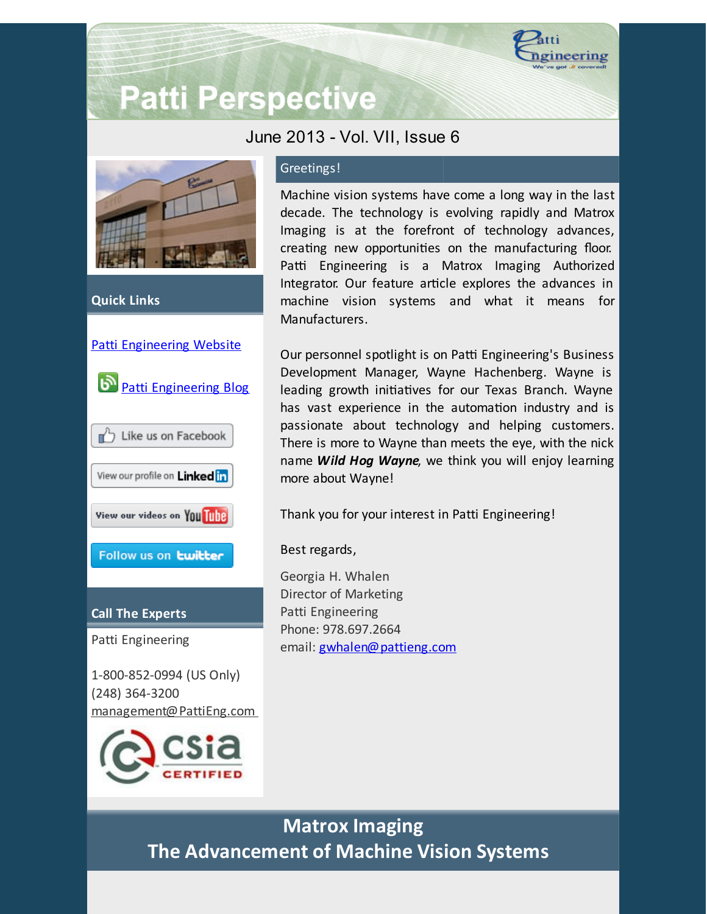# Patti Perspective

June 2013 - Vol. VII, Issue 6

## Quick Links

Patti Engineering Website

Patti Engineering Blog

Like us on Facebook

View our profile on LinkedIn

View our videos on YouTube

Follow us on twitter

## Call The Experts

Patti Engineering

1-800-852-0994 (US Only)
(248) 364-3200
management@PattiEng.com

## Greetings!

Machine vision systems have come a long way in the last decade. The technology is evolving rapidly and Matrox Imaging is at the forefront of technology advances, creating new opportunities on the manufacturing floor. Patti Engineering is a Matrox Imaging Authorized Integrator. Our feature article explores the advances in machine vision systems and what it means for Manufacturers.

Our personnel spotlight is on Patti Engineering's Business Development Manager, Wayne Hachenberg. Wayne is leading growth initiatives for our Texas Branch. Wayne has vast experience in the automation industry and is passionate about technology and helping customers. There is more to Wayne than meets the eye, with the nick name ***Wild Hog Wayne***, we think you will enjoy learning more about Wayne!

Thank you for your interest in Patti Engineering!

Best regards,

Georgia H. Whalen
Director of Marketing
Patti Engineering
Phone: 978.697.2664
email: gwhalen@pattieng.com

## Matrox Imaging
## The Advancement of Machine Vision Systems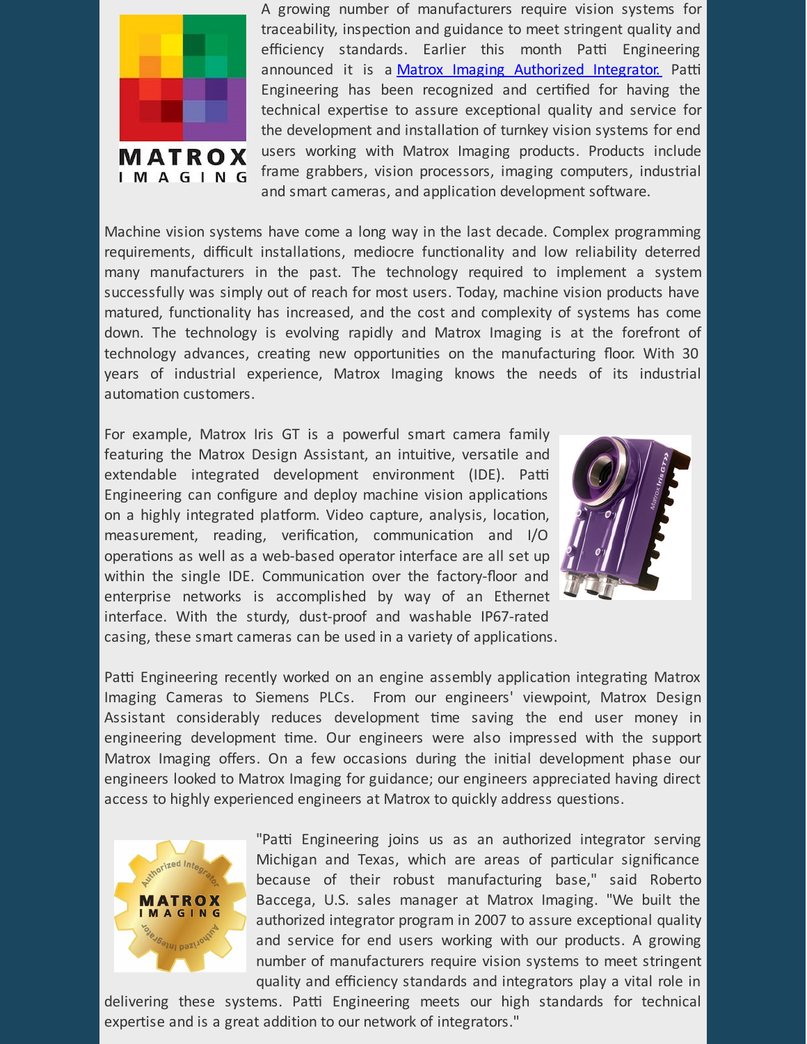A growing number of manufacturers require vision systems for traceability, inspection and guidance to meet stringent quality and efficiency standards. Earlier this month Patti Engineering announced it is a [Matrox Imaging Authorized Integrator.] Patti Engineering has been recognized and certified for having the technical expertise to assure exceptional quality and service for the development and installation of turnkey vision systems for end users working with Matrox Imaging products. Products include frame grabbers, vision processors, imaging computers, industrial and smart cameras, and application development software.

Machine vision systems have come a long way in the last decade. Complex programming requirements, difficult installations, mediocre functionality and low reliability deterred many manufacturers in the past. The technology required to implement a system successfully was simply out of reach for most users. Today, machine vision products have matured, functionality has increased, and the cost and complexity of systems has come down. The technology is evolving rapidly and Matrox Imaging is at the forefront of technology advances, creating new opportunities on the manufacturing floor. With 30 years of industrial experience, Matrox Imaging knows the needs of its industrial automation customers.

For example, Matrox Iris GT is a powerful smart camera family featuring the Matrox Design Assistant, an intuitive, versatile and extendable integrated development environment (IDE). Patti Engineering can configure and deploy machine vision applications on a highly integrated platform. Video capture, analysis, location, measurement, reading, verification, communication and I/O operations as well as a web-based operator interface are all set up within the single IDE. Communication over the factory-floor and enterprise networks is accomplished by way of an Ethernet interface. With the sturdy, dust-proof and washable IP67-rated casing, these smart cameras can be used in a variety of applications.

Patti Engineering recently worked on an engine assembly application integrating Matrox Imaging Cameras to Siemens PLCs. From our engineers' viewpoint, Matrox Design Assistant considerably reduces development time saving the end user money in engineering development time. Our engineers were also impressed with the support Matrox Imaging offers. On a few occasions during the initial development phase our engineers looked to Matrox Imaging for guidance; our engineers appreciated having direct access to highly experienced engineers at Matrox to quickly address questions.

"Patti Engineering joins us as an authorized integrator serving Michigan and Texas, which are areas of particular significance because of their robust manufacturing base," said Roberto Baccega, U.S. sales manager at Matrox Imaging. "We built the authorized integrator program in 2007 to assure exceptional quality and service for end users working with our products. A growing number of manufacturers require vision systems to meet stringent quality and efficiency standards and integrators play a vital role in delivering these systems. Patti Engineering meets our high standards for technical expertise and is a great addition to our network of integrators."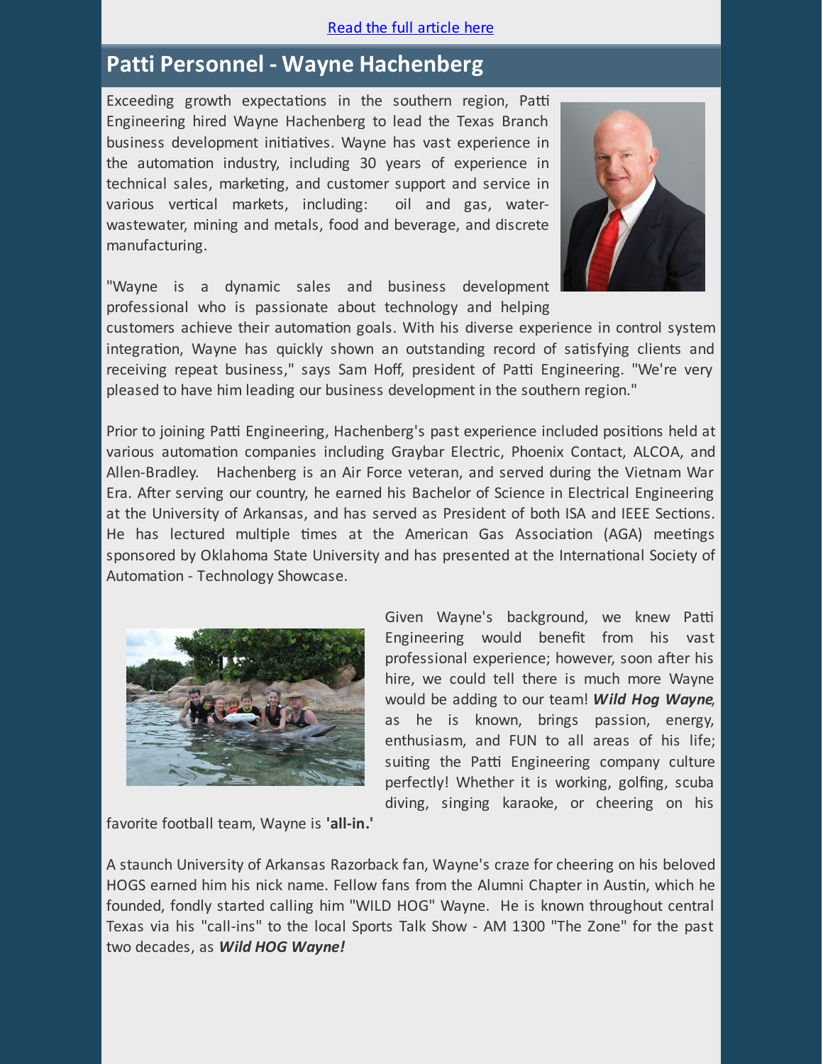[Read the full article here]

## Patti Personnel - Wayne Hachenberg

Exceeding growth expectations in the southern region, Patti Engineering hired Wayne Hachenberg to lead the Texas Branch business development initiatives. Wayne has vast experience in the automation industry, including 30 years of experience in technical sales, marketing, and customer support and service in various vertical markets, including: oil and gas, water-wastewater, mining and metals, food and beverage, and discrete manufacturing.

"Wayne is a dynamic sales and business development professional who is passionate about technology and helping customers achieve their automation goals. With his diverse experience in control system integration, Wayne has quickly shown an outstanding record of satisfying clients and receiving repeat business," says Sam Hoff, president of Patti Engineering. "We're very pleased to have him leading our business development in the southern region."

Prior to joining Patti Engineering, Hachenberg's past experience included positions held at various automation companies including Graybar Electric, Phoenix Contact, ALCOA, and Allen-Bradley. Hachenberg is an Air Force veteran, and served during the Vietnam War Era. After serving our country, he earned his Bachelor of Science in Electrical Engineering at the University of Arkansas, and has served as President of both ISA and IEEE Sections. He has lectured multiple times at the American Gas Association (AGA) meetings sponsored by Oklahoma State University and has presented at the International Society of Automation - Technology Showcase.

Given Wayne's background, we knew Patti Engineering would benefit from his vast professional experience; however, soon after his hire, we could tell there is much more Wayne would be adding to our team! ***Wild Hog Wayne***, as he is known, brings passion, energy, enthusiasm, and FUN to all areas of his life; suiting the Patti Engineering company culture perfectly! Whether it is working, golfing, scuba diving, singing karaoke, or cheering on his favorite football team, Wayne is **'all-in.'**

A staunch University of Arkansas Razorback fan, Wayne's craze for cheering on his beloved HOGS earned him his nick name. Fellow fans from the Alumni Chapter in Austin, which he founded, fondly started calling him "WILD HOG" Wayne. He is known throughout central Texas via his "call-ins" to the local Sports Talk Show - AM 1300 "The Zone" for the past two decades, as ***Wild HOG Wayne!***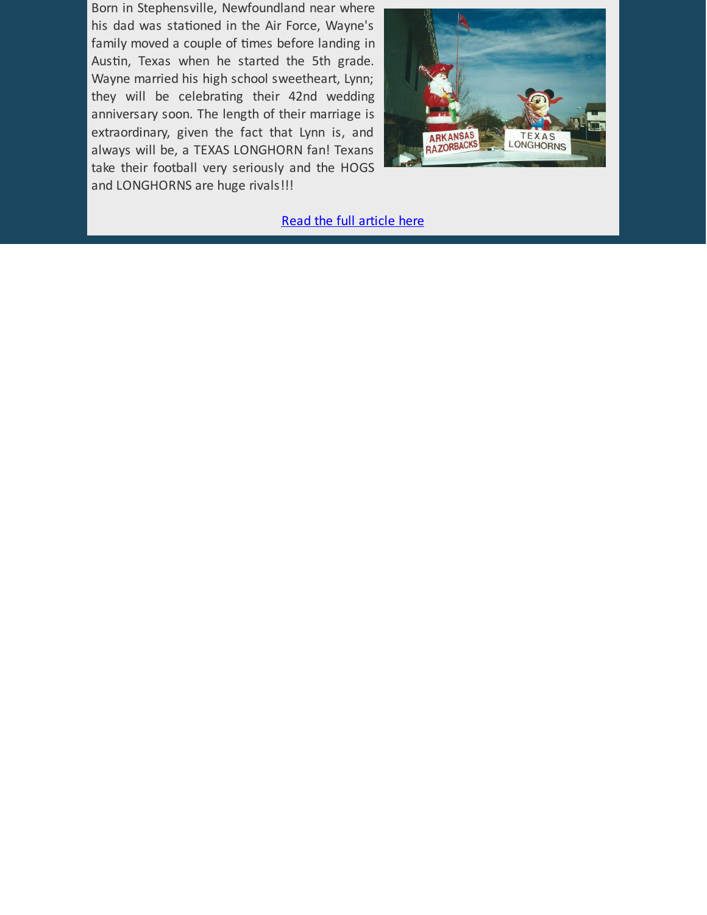Born in Stephensville, Newfoundland near where his dad was stationed in the Air Force, Wayne's family moved a couple of times before landing in Austin, Texas when he started the 5th grade. Wayne married his high school sweetheart, Lynn; they will be celebrating their 42nd wedding anniversary soon. The length of their marriage is extraordinary, given the fact that Lynn is, and always will be, a TEXAS LONGHORN fan! Texans take their football very seriously and the HOGS and LONGHORNS are huge rivals!!!

Read the full article here